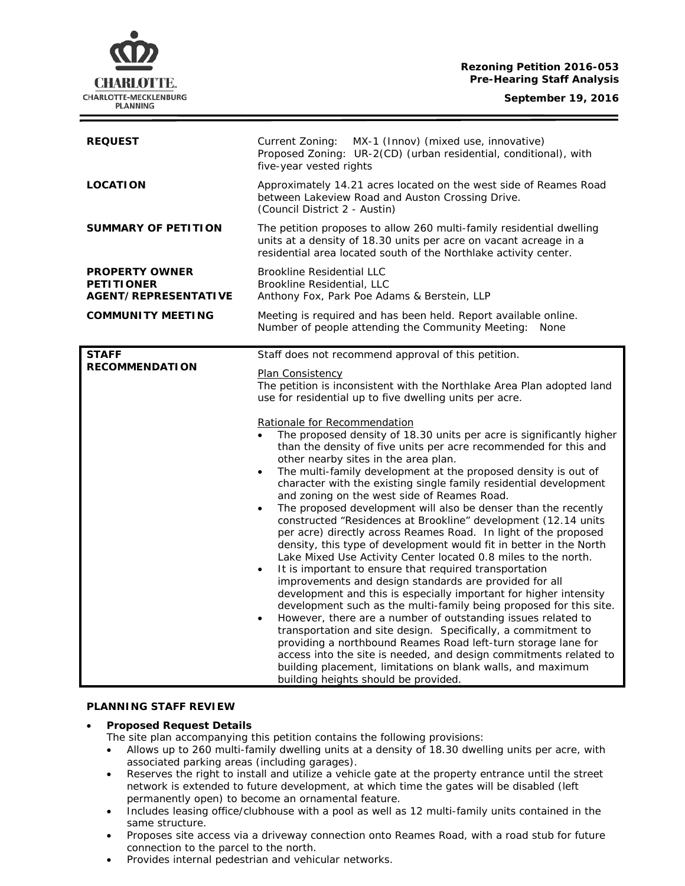CHARLOTTE.
CHARLOTTE-MECKLENBURG
PLANNING

**Rezoning Petition 2016-053**
**Pre-Hearing Staff Analysis**

**September 19, 2016**

| | |
|---|---|
| **REQUEST** | Current Zoning: MX-1 (Innov) (mixed use, innovative)<br>Proposed Zoning: UR-2(CD) (urban residential, conditional), with five-year vested rights |
| **LOCATION** | Approximately 14.21 acres located on the west side of Reames Road between Lakeview Road and Auston Crossing Drive.<br>(Council District 2 - Austin) |
| **SUMMARY OF PETITION** | The petition proposes to allow 260 multi-family residential dwelling units at a density of 18.30 units per acre on vacant acreage in a residential area located south of the Northlake activity center. |
| **PROPERTY OWNER**<br>**PETITIONER**<br>**AGENT/REPRESENTATIVE** | Brookline Residential LLC<br>Brookline Residential, LLC<br>Anthony Fox, Park Poe Adams & Berstein, LLP |
| **COMMUNITY MEETING** | Meeting is required and has been held. Report available online.<br>Number of people attending the Community Meeting: None |

**STAFF RECOMMENDATION**

Staff does not recommend approval of this petition.

Plan Consistency

The petition is inconsistent with the Northlake Area Plan adopted land use for residential up to five dwelling units per acre.

Rationale for Recommendation

- The proposed density of 18.30 units per acre is significantly higher than the density of five units per acre recommended for this and other nearby sites in the area plan.
- The multi-family development at the proposed density is out of character with the existing single family residential development and zoning on the west side of Reames Road.
- The proposed development will also be denser than the recently constructed "Residences at Brookline" development (12.14 units per acre) directly across Reames Road. In light of the proposed density, this type of development would fit in better in the North Lake Mixed Use Activity Center located 0.8 miles to the north.
- It is important to ensure that required transportation improvements and design standards are provided for all development and this is especially important for higher intensity development such as the multi-family being proposed for this site.
- However, there are a number of outstanding issues related to transportation and site design. Specifically, a commitment to providing a northbound Reames Road left-turn storage lane for access into the site is needed, and design commitments related to building placement, limitations on blank walls, and maximum building heights should be provided.

**PLANNING STAFF REVIEW**

- **Proposed Request Details**
  The site plan accompanying this petition contains the following provisions:
  - Allows up to 260 multi-family dwelling units at a density of 18.30 dwelling units per acre, with associated parking areas (including garages).
  - Reserves the right to install and utilize a vehicle gate at the property entrance until the street network is extended to future development, at which time the gates will be disabled (left permanently open) to become an ornamental feature.
  - Includes leasing office/clubhouse with a pool as well as 12 multi-family units contained in the same structure.
  - Proposes site access via a driveway connection onto Reames Road, with a road stub for future connection to the parcel to the north.
  - Provides internal pedestrian and vehicular networks.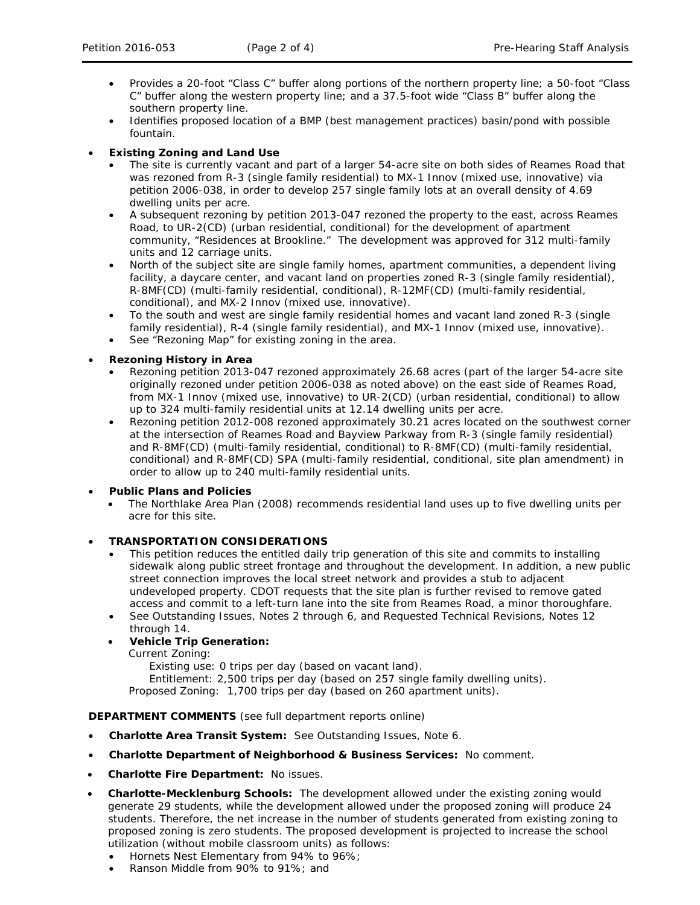- Provides a 20-foot "Class C" buffer along portions of the northern property line; a 50-foot "Class C" buffer along the western property line; and a 37.5-foot wide "Class B" buffer along the southern property line.
- Identifies proposed location of a BMP (best management practices) basin/pond with possible fountain.

- **Existing Zoning and Land Use**
  - The site is currently vacant and part of a larger 54-acre site on both sides of Reames Road that was rezoned from R-3 (single family residential) to MX-1 Innov (mixed use, innovative) via petition 2006-038, in order to develop 257 single family lots at an overall density of 4.69 dwelling units per acre.
  - A subsequent rezoning by petition 2013-047 rezoned the property to the east, across Reames Road, to UR-2(CD) (urban residential, conditional) for the development of apartment community, "Residences at Brookline." The development was approved for 312 multi-family units and 12 carriage units.
  - North of the subject site are single family homes, apartment communities, a dependent living facility, a daycare center, and vacant land on properties zoned R-3 (single family residential), R-8MF(CD) (multi-family residential, conditional), R-12MF(CD) (multi-family residential, conditional), and MX-2 Innov (mixed use, innovative).
  - To the south and west are single family residential homes and vacant land zoned R-3 (single family residential), R-4 (single family residential), and MX-1 Innov (mixed use, innovative).
  - See "Rezoning Map" for existing zoning in the area.

- **Rezoning History in Area**
  - Rezoning petition 2013-047 rezoned approximately 26.68 acres (part of the larger 54-acre site originally rezoned under petition 2006-038 as noted above) on the east side of Reames Road, from MX-1 Innov (mixed use, innovative) to UR-2(CD) (urban residential, conditional) to allow up to 324 multi-family residential units at 12.14 dwelling units per acre.
  - Rezoning petition 2012-008 rezoned approximately 30.21 acres located on the southwest corner at the intersection of Reames Road and Bayview Parkway from R-3 (single family residential) and R-8MF(CD) (multi-family residential, conditional) to R-8MF(CD) (multi-family residential, conditional) and R-8MF(CD) SPA (multi-family residential, conditional, site plan amendment) in order to allow up to 240 multi-family residential units.

- **Public Plans and Policies**
  - The Northlake Area Plan (2008) recommends residential land uses up to five dwelling units per acre for this site.

- **TRANSPORTATION CONSIDERATIONS**
  - This petition reduces the entitled daily trip generation of this site and commits to installing sidewalk along public street frontage and throughout the development. In addition, a new public street connection improves the local street network and provides a stub to adjacent undeveloped property. CDOT requests that the site plan is further revised to remove gated access and commit to a left-turn lane into the site from Reames Road, a minor thoroughfare.
  - See Outstanding Issues, Notes 2 through 6, and Requested Technical Revisions, Notes 12 through 14.
  - **Vehicle Trip Generation:**

    Current Zoning:

    Existing use: 0 trips per day (based on vacant land).

    Entitlement: 2,500 trips per day (based on 257 single family dwelling units).

    Proposed Zoning: 1,700 trips per day (based on 260 apartment units).

**DEPARTMENT COMMENTS** (see full department reports online)

- **Charlotte Area Transit System:** See Outstanding Issues, Note 6.
- **Charlotte Department of Neighborhood & Business Services:** No comment.
- **Charlotte Fire Department:** No issues.
- **Charlotte-Mecklenburg Schools:** The development allowed under the existing zoning would generate 29 students, while the development allowed under the proposed zoning will produce 24 students. Therefore, the net increase in the number of students generated from existing zoning to proposed zoning is zero students. The proposed development is projected to increase the school utilization (without mobile classroom units) as follows:
  - Hornets Nest Elementary from 94% to 96%;
  - Ranson Middle from 90% to 91%; and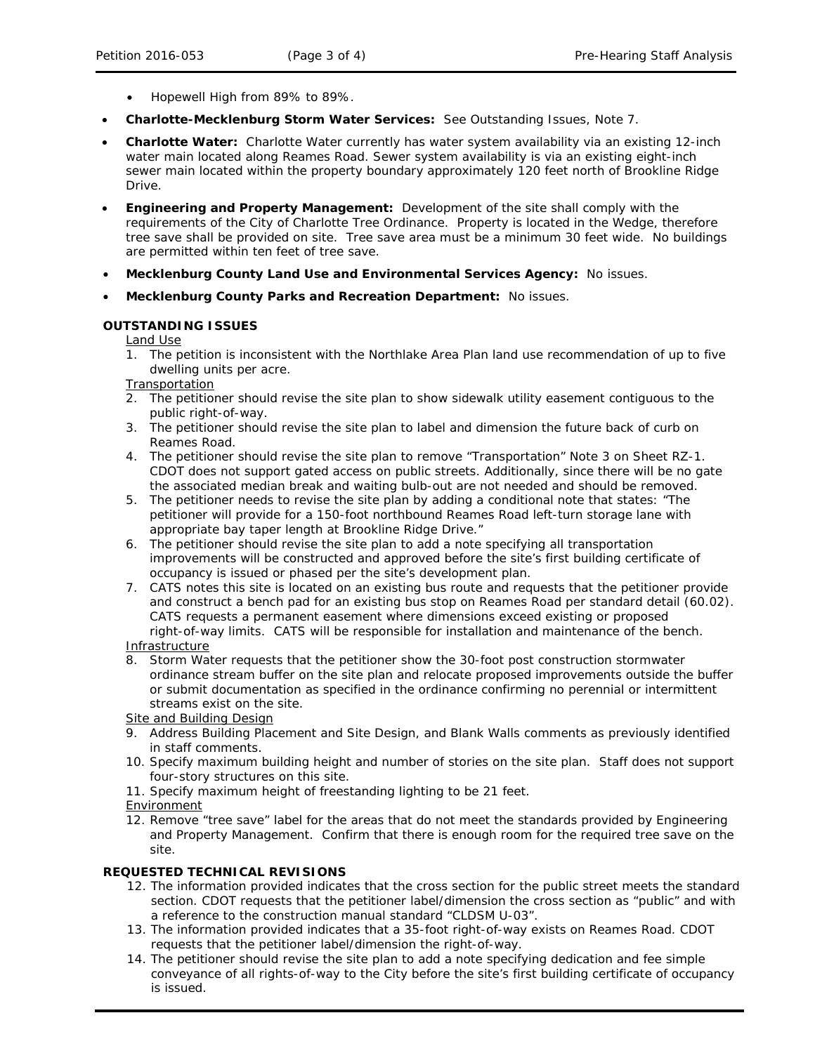- Hopewell High from 89% to 89%.

- **Charlotte-Mecklenburg Storm Water Services:** See Outstanding Issues, Note 7.
- **Charlotte Water:** Charlotte Water currently has water system availability via an existing 12-inch water main located along Reames Road. Sewer system availability is via an existing eight-inch sewer main located within the property boundary approximately 120 feet north of Brookline Ridge Drive.
- **Engineering and Property Management:** Development of the site shall comply with the requirements of the City of Charlotte Tree Ordinance. Property is located in the Wedge, therefore tree save shall be provided on site. Tree save area must be a minimum 30 feet wide. No buildings are permitted within ten feet of tree save.
- **Mecklenburg County Land Use and Environmental Services Agency:** No issues.
- **Mecklenburg County Parks and Recreation Department:** No issues.

**OUTSTANDING ISSUES**

Land Use

1. The petition is inconsistent with the Northlake Area Plan land use recommendation of up to five dwelling units per acre.

Transportation

2. The petitioner should revise the site plan to show sidewalk utility easement contiguous to the public right-of-way.
3. The petitioner should revise the site plan to label and dimension the future back of curb on Reames Road.
4. The petitioner should revise the site plan to remove "Transportation" Note 3 on Sheet RZ-1. CDOT does not support gated access on public streets. Additionally, since there will be no gate the associated median break and waiting bulb-out are not needed and should be removed.
5. The petitioner needs to revise the site plan by adding a conditional note that states: "The petitioner will provide for a 150-foot northbound Reames Road left-turn storage lane with appropriate bay taper length at Brookline Ridge Drive."
6. The petitioner should revise the site plan to add a note specifying all transportation improvements will be constructed and approved before the site's first building certificate of occupancy is issued or phased per the site's development plan.
7. CATS notes this site is located on an existing bus route and requests that the petitioner provide and construct a bench pad for an existing bus stop on Reames Road per standard detail (60.02). CATS requests a permanent easement where dimensions exceed existing or proposed right-of-way limits. CATS will be responsible for installation and maintenance of the bench.

Infrastructure

8. Storm Water requests that the petitioner show the 30-foot post construction stormwater ordinance stream buffer on the site plan and relocate proposed improvements outside the buffer or submit documentation as specified in the ordinance confirming no perennial or intermittent streams exist on the site.

Site and Building Design

9. Address Building Placement and Site Design, and Blank Walls comments as previously identified in staff comments.
10. Specify maximum building height and number of stories on the site plan. Staff does not support four-story structures on this site.
11. Specify maximum height of freestanding lighting to be 21 feet.

Environment

12. Remove "tree save" label for the areas that do not meet the standards provided by Engineering and Property Management. Confirm that there is enough room for the required tree save on the site.

**REQUESTED TECHNICAL REVISIONS**

12. The information provided indicates that the cross section for the public street meets the standard section. CDOT requests that the petitioner label/dimension the cross section as "public" and with a reference to the construction manual standard "CLDSM U-03".
13. The information provided indicates that a 35-foot right-of-way exists on Reames Road. CDOT requests that the petitioner label/dimension the right-of-way.
14. The petitioner should revise the site plan to add a note specifying dedication and fee simple conveyance of all rights-of-way to the City before the site's first building certificate of occupancy is issued.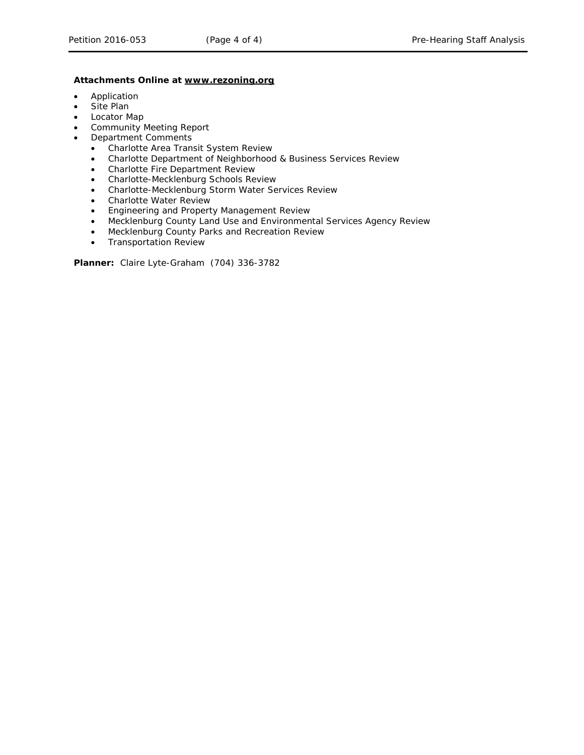**Attachments Online at www.rezoning.org**

- Application
- Site Plan
- Locator Map
- Community Meeting Report
- Department Comments
    - Charlotte Area Transit System Review
    - Charlotte Department of Neighborhood & Business Services Review
    - Charlotte Fire Department Review
    - Charlotte-Mecklenburg Schools Review
    - Charlotte-Mecklenburg Storm Water Services Review
    - Charlotte Water Review
    - Engineering and Property Management Review
    - Mecklenburg County Land Use and Environmental Services Agency Review
    - Mecklenburg County Parks and Recreation Review
    - Transportation Review

**Planner:** Claire Lyte-Graham (704) 336-3782